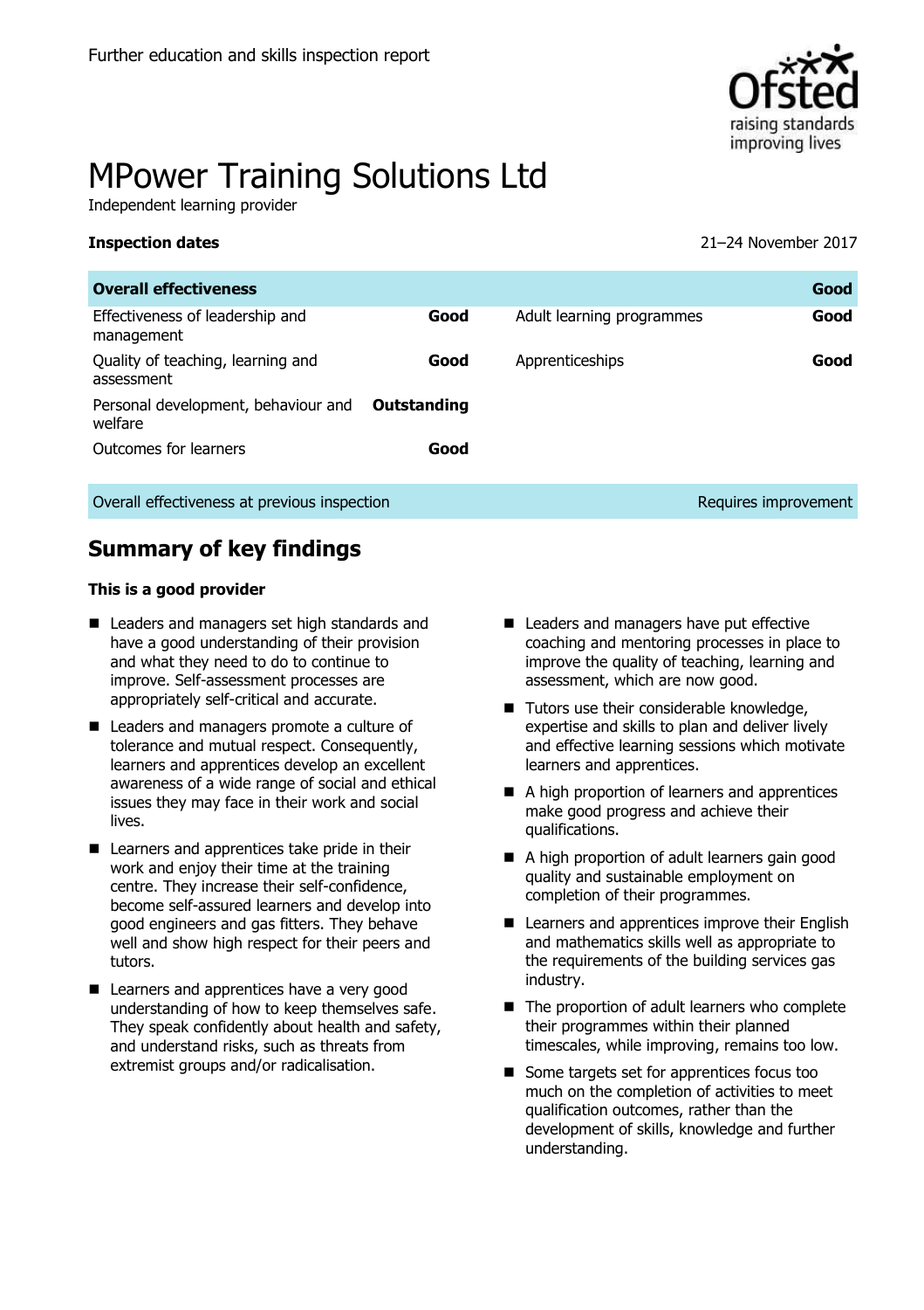Further education and skills inspection report

# MPower Training Solutions Ltd

Independent learning provider

**Inspection dates** 21–24 November 2017

| **Overall effectiveness** | | | **Good** |
|---|---|---|---|
| Effectiveness of leadership and management | **Good** | Adult learning programmes | **Good** |
| Quality of teaching, learning and assessment | **Good** | Apprenticeships | **Good** |
| Personal development, behaviour and welfare | **Outstanding** | | |
| Outcomes for learners | **Good** | | |
| Overall effectiveness at previous inspection | | | Requires improvement |

## Summary of key findings

**This is a good provider**

- Leaders and managers set high standards and have a good understanding of their provision and what they need to do to continue to improve. Self-assessment processes are appropriately self-critical and accurate.
- Leaders and managers promote a culture of tolerance and mutual respect. Consequently, learners and apprentices develop an excellent awareness of a wide range of social and ethical issues they may face in their work and social lives.
- Learners and apprentices take pride in their work and enjoy their time at the training centre. They increase their self-confidence, become self-assured learners and develop into good engineers and gas fitters. They behave well and show high respect for their peers and tutors.
- Learners and apprentices have a very good understanding of how to keep themselves safe. They speak confidently about health and safety, and understand risks, such as threats from extremist groups and/or radicalisation.
- Leaders and managers have put effective coaching and mentoring processes in place to improve the quality of teaching, learning and assessment, which are now good.
- Tutors use their considerable knowledge, expertise and skills to plan and deliver lively and effective learning sessions which motivate learners and apprentices.
- A high proportion of learners and apprentices make good progress and achieve their qualifications.
- A high proportion of adult learners gain good quality and sustainable employment on completion of their programmes.
- Learners and apprentices improve their English and mathematics skills well as appropriate to the requirements of the building services gas industry.
- The proportion of adult learners who complete their programmes within their planned timescales, while improving, remains too low.
- Some targets set for apprentices focus too much on the completion of activities to meet qualification outcomes, rather than the development of skills, knowledge and further understanding.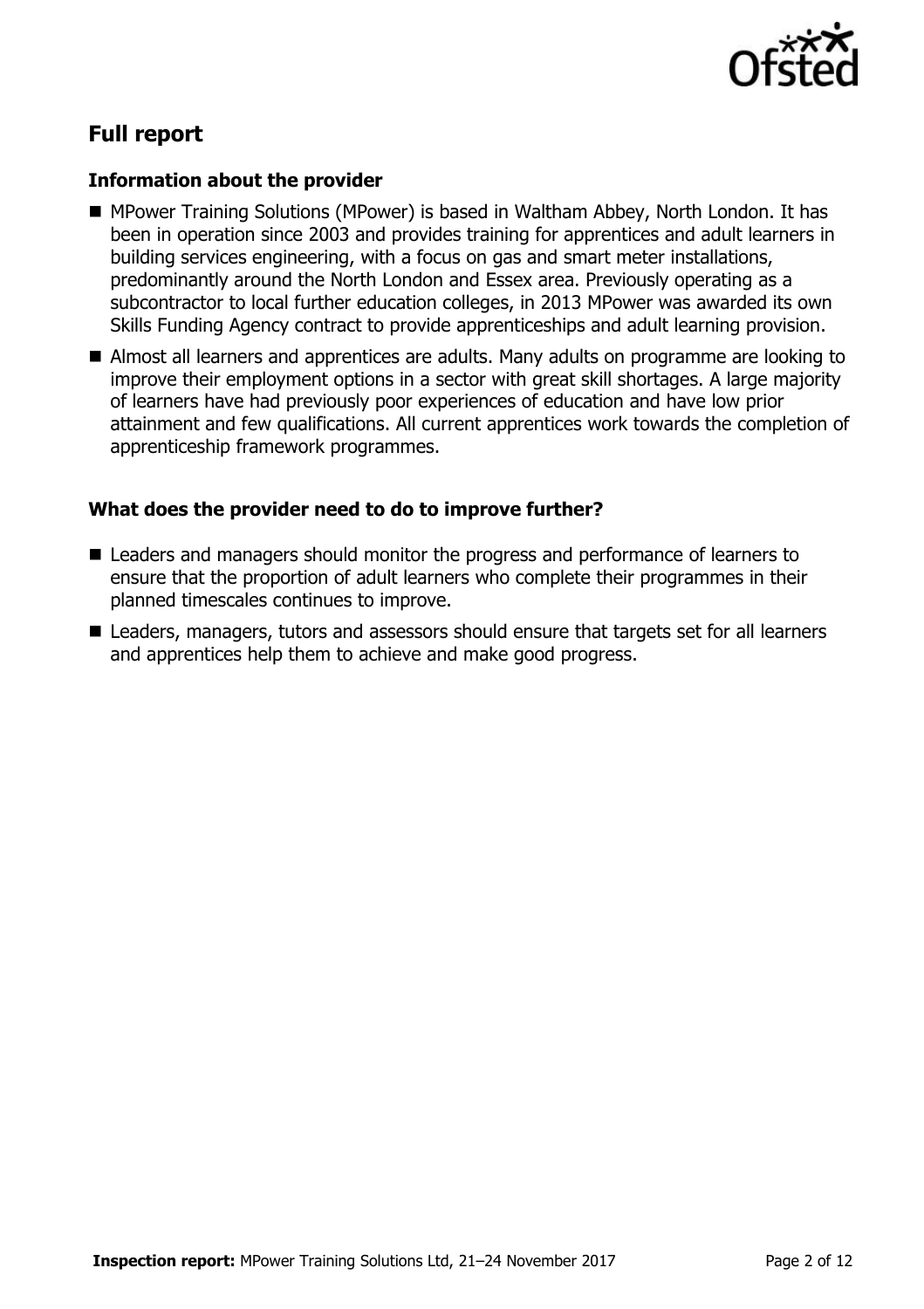## Full report

### Information about the provider

- MPower Training Solutions (MPower) is based in Waltham Abbey, North London. It has been in operation since 2003 and provides training for apprentices and adult learners in building services engineering, with a focus on gas and smart meter installations, predominantly around the North London and Essex area. Previously operating as a subcontractor to local further education colleges, in 2013 MPower was awarded its own Skills Funding Agency contract to provide apprenticeships and adult learning provision.
- Almost all learners and apprentices are adults. Many adults on programme are looking to improve their employment options in a sector with great skill shortages. A large majority of learners have had previously poor experiences of education and have low prior attainment and few qualifications. All current apprentices work towards the completion of apprenticeship framework programmes.

### What does the provider need to do to improve further?

- Leaders and managers should monitor the progress and performance of learners to ensure that the proportion of adult learners who complete their programmes in their planned timescales continues to improve.
- Leaders, managers, tutors and assessors should ensure that targets set for all learners and apprentices help them to achieve and make good progress.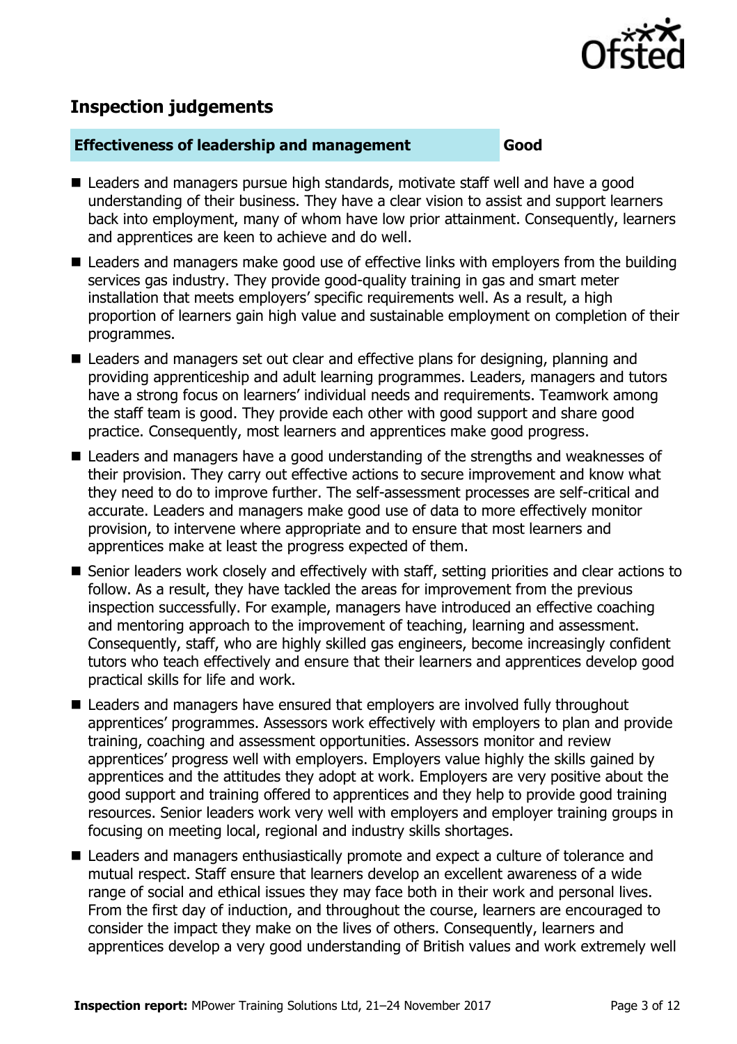## Inspection judgements

| Effectiveness of leadership and management | Good |
|---|---|

- Leaders and managers pursue high standards, motivate staff well and have a good understanding of their business. They have a clear vision to assist and support learners back into employment, many of whom have low prior attainment. Consequently, learners and apprentices are keen to achieve and do well.
- Leaders and managers make good use of effective links with employers from the building services gas industry. They provide good-quality training in gas and smart meter installation that meets employers' specific requirements well. As a result, a high proportion of learners gain high value and sustainable employment on completion of their programmes.
- Leaders and managers set out clear and effective plans for designing, planning and providing apprenticeship and adult learning programmes. Leaders, managers and tutors have a strong focus on learners' individual needs and requirements. Teamwork among the staff team is good. They provide each other with good support and share good practice. Consequently, most learners and apprentices make good progress.
- Leaders and managers have a good understanding of the strengths and weaknesses of their provision. They carry out effective actions to secure improvement and know what they need to do to improve further. The self-assessment processes are self-critical and accurate. Leaders and managers make good use of data to more effectively monitor provision, to intervene where appropriate and to ensure that most learners and apprentices make at least the progress expected of them.
- Senior leaders work closely and effectively with staff, setting priorities and clear actions to follow. As a result, they have tackled the areas for improvement from the previous inspection successfully. For example, managers have introduced an effective coaching and mentoring approach to the improvement of teaching, learning and assessment. Consequently, staff, who are highly skilled gas engineers, become increasingly confident tutors who teach effectively and ensure that their learners and apprentices develop good practical skills for life and work.
- Leaders and managers have ensured that employers are involved fully throughout apprentices' programmes. Assessors work effectively with employers to plan and provide training, coaching and assessment opportunities. Assessors monitor and review apprentices' progress well with employers. Employers value highly the skills gained by apprentices and the attitudes they adopt at work. Employers are very positive about the good support and training offered to apprentices and they help to provide good training resources. Senior leaders work very well with employers and employer training groups in focusing on meeting local, regional and industry skills shortages.
- Leaders and managers enthusiastically promote and expect a culture of tolerance and mutual respect. Staff ensure that learners develop an excellent awareness of a wide range of social and ethical issues they may face both in their work and personal lives. From the first day of induction, and throughout the course, learners are encouraged to consider the impact they make on the lives of others. Consequently, learners and apprentices develop a very good understanding of British values and work extremely well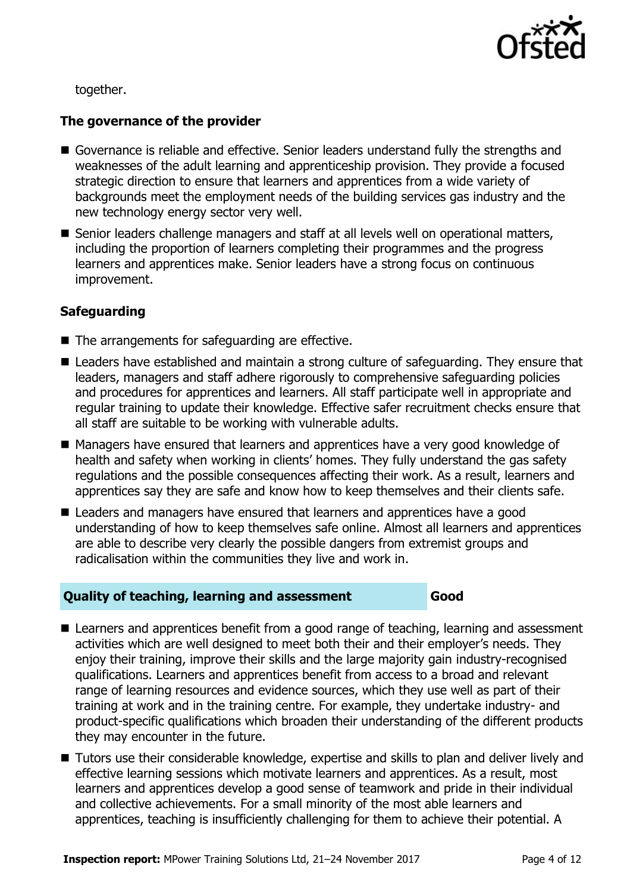together.

### The governance of the provider

- Governance is reliable and effective. Senior leaders understand fully the strengths and weaknesses of the adult learning and apprenticeship provision. They provide a focused strategic direction to ensure that learners and apprentices from a wide variety of backgrounds meet the employment needs of the building services gas industry and the new technology energy sector very well.
- Senior leaders challenge managers and staff at all levels well on operational matters, including the proportion of learners completing their programmes and the progress learners and apprentices make. Senior leaders have a strong focus on continuous improvement.

### Safeguarding

- The arrangements for safeguarding are effective.
- Leaders have established and maintain a strong culture of safeguarding. They ensure that leaders, managers and staff adhere rigorously to comprehensive safeguarding policies and procedures for apprentices and learners. All staff participate well in appropriate and regular training to update their knowledge. Effective safer recruitment checks ensure that all staff are suitable to be working with vulnerable adults.
- Managers have ensured that learners and apprentices have a very good knowledge of health and safety when working in clients' homes. They fully understand the gas safety regulations and the possible consequences affecting their work. As a result, learners and apprentices say they are safe and know how to keep themselves and their clients safe.
- Leaders and managers have ensured that learners and apprentices have a good understanding of how to keep themselves safe online. Almost all learners and apprentices are able to describe very clearly the possible dangers from extremist groups and radicalisation within the communities they live and work in.

## Quality of teaching, learning and assessment — Good

- Learners and apprentices benefit from a good range of teaching, learning and assessment activities which are well designed to meet both their and their employer's needs. They enjoy their training, improve their skills and the large majority gain industry-recognised qualifications. Learners and apprentices benefit from access to a broad and relevant range of learning resources and evidence sources, which they use well as part of their training at work and in the training centre. For example, they undertake industry- and product-specific qualifications which broaden their understanding of the different products they may encounter in the future.
- Tutors use their considerable knowledge, expertise and skills to plan and deliver lively and effective learning sessions which motivate learners and apprentices. As a result, most learners and apprentices develop a good sense of teamwork and pride in their individual and collective achievements. For a small minority of the most able learners and apprentices, teaching is insufficiently challenging for them to achieve their potential. A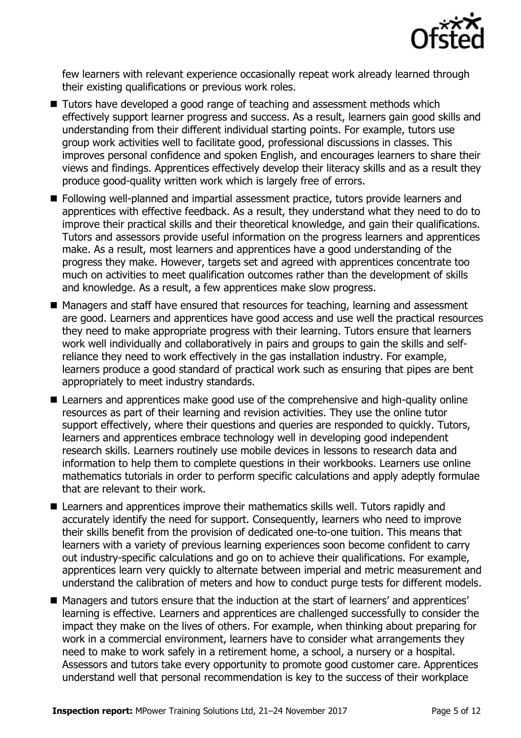few learners with relevant experience occasionally repeat work already learned through their existing qualifications or previous work roles.

- Tutors have developed a good range of teaching and assessment methods which effectively support learner progress and success. As a result, learners gain good skills and understanding from their different individual starting points. For example, tutors use group work activities well to facilitate good, professional discussions in classes. This improves personal confidence and spoken English, and encourages learners to share their views and findings. Apprentices effectively develop their literacy skills and as a result they produce good-quality written work which is largely free of errors.
- Following well-planned and impartial assessment practice, tutors provide learners and apprentices with effective feedback. As a result, they understand what they need to do to improve their practical skills and their theoretical knowledge, and gain their qualifications. Tutors and assessors provide useful information on the progress learners and apprentices make. As a result, most learners and apprentices have a good understanding of the progress they make. However, targets set and agreed with apprentices concentrate too much on activities to meet qualification outcomes rather than the development of skills and knowledge. As a result, a few apprentices make slow progress.
- Managers and staff have ensured that resources for teaching, learning and assessment are good. Learners and apprentices have good access and use well the practical resources they need to make appropriate progress with their learning. Tutors ensure that learners work well individually and collaboratively in pairs and groups to gain the skills and self-reliance they need to work effectively in the gas installation industry. For example, learners produce a good standard of practical work such as ensuring that pipes are bent appropriately to meet industry standards.
- Learners and apprentices make good use of the comprehensive and high-quality online resources as part of their learning and revision activities. They use the online tutor support effectively, where their questions and queries are responded to quickly. Tutors, learners and apprentices embrace technology well in developing good independent research skills. Learners routinely use mobile devices in lessons to research data and information to help them to complete questions in their workbooks. Learners use online mathematics tutorials in order to perform specific calculations and apply adeptly formulae that are relevant to their work.
- Learners and apprentices improve their mathematics skills well. Tutors rapidly and accurately identify the need for support. Consequently, learners who need to improve their skills benefit from the provision of dedicated one-to-one tuition. This means that learners with a variety of previous learning experiences soon become confident to carry out industry-specific calculations and go on to achieve their qualifications. For example, apprentices learn very quickly to alternate between imperial and metric measurement and understand the calibration of meters and how to conduct purge tests for different models.
- Managers and tutors ensure that the induction at the start of learners' and apprentices' learning is effective. Learners and apprentices are challenged successfully to consider the impact they make on the lives of others. For example, when thinking about preparing for work in a commercial environment, learners have to consider what arrangements they need to make to work safely in a retirement home, a school, a nursery or a hospital. Assessors and tutors take every opportunity to promote good customer care. Apprentices understand well that personal recommendation is key to the success of their workplace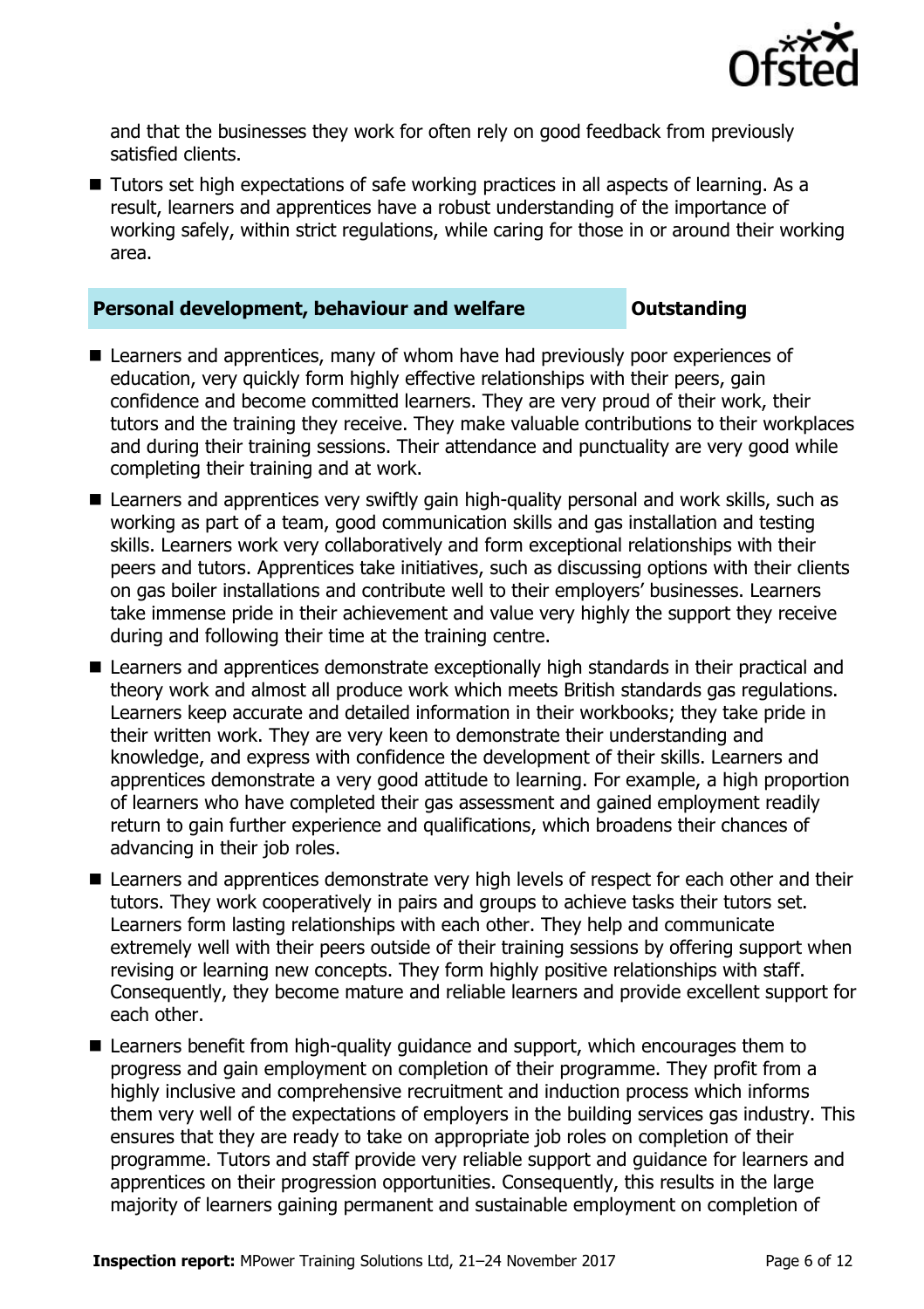and that the businesses they work for often rely on good feedback from previously satisfied clients.

- Tutors set high expectations of safe working practices in all aspects of learning. As a result, learners and apprentices have a robust understanding of the importance of working safely, within strict regulations, while caring for those in or around their working area.

| **Personal development, behaviour and welfare** | **Outstanding** |
| --- | --- |

- Learners and apprentices, many of whom have had previously poor experiences of education, very quickly form highly effective relationships with their peers, gain confidence and become committed learners. They are very proud of their work, their tutors and the training they receive. They make valuable contributions to their workplaces and during their training sessions. Their attendance and punctuality are very good while completing their training and at work.
- Learners and apprentices very swiftly gain high-quality personal and work skills, such as working as part of a team, good communication skills and gas installation and testing skills. Learners work very collaboratively and form exceptional relationships with their peers and tutors. Apprentices take initiatives, such as discussing options with their clients on gas boiler installations and contribute well to their employers' businesses. Learners take immense pride in their achievement and value very highly the support they receive during and following their time at the training centre.
- Learners and apprentices demonstrate exceptionally high standards in their practical and theory work and almost all produce work which meets British standards gas regulations. Learners keep accurate and detailed information in their workbooks; they take pride in their written work. They are very keen to demonstrate their understanding and knowledge, and express with confidence the development of their skills. Learners and apprentices demonstrate a very good attitude to learning. For example, a high proportion of learners who have completed their gas assessment and gained employment readily return to gain further experience and qualifications, which broadens their chances of advancing in their job roles.
- Learners and apprentices demonstrate very high levels of respect for each other and their tutors. They work cooperatively in pairs and groups to achieve tasks their tutors set. Learners form lasting relationships with each other. They help and communicate extremely well with their peers outside of their training sessions by offering support when revising or learning new concepts. They form highly positive relationships with staff. Consequently, they become mature and reliable learners and provide excellent support for each other.
- Learners benefit from high-quality guidance and support, which encourages them to progress and gain employment on completion of their programme. They profit from a highly inclusive and comprehensive recruitment and induction process which informs them very well of the expectations of employers in the building services gas industry. This ensures that they are ready to take on appropriate job roles on completion of their programme. Tutors and staff provide very reliable support and guidance for learners and apprentices on their progression opportunities. Consequently, this results in the large majority of learners gaining permanent and sustainable employment on completion of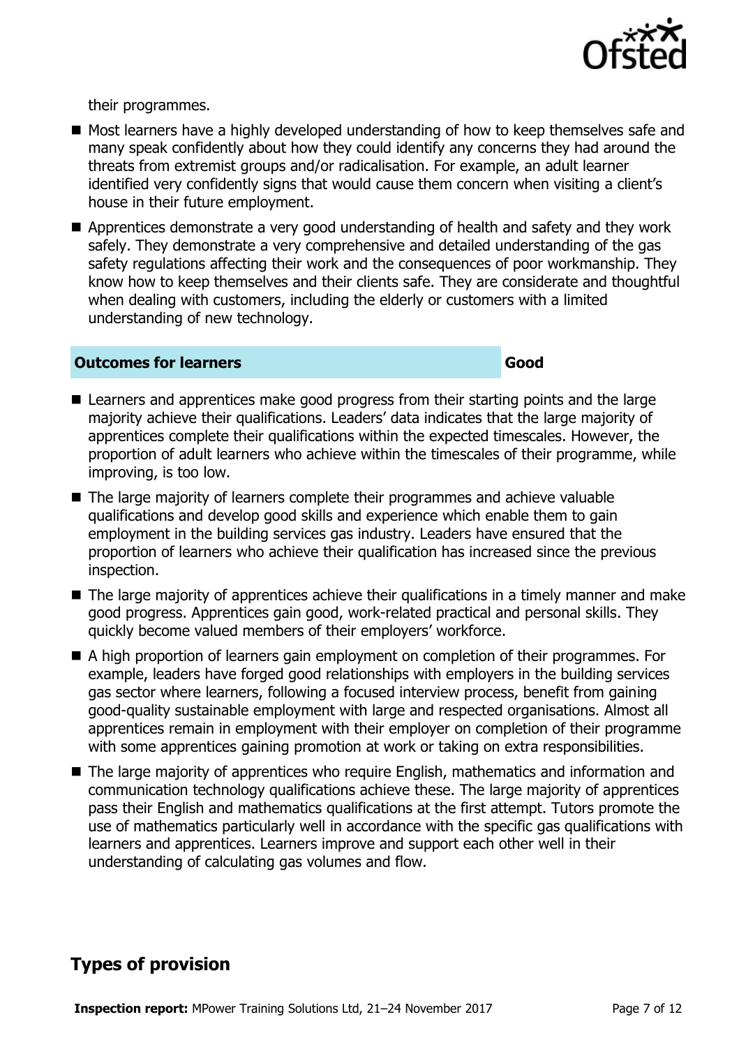their programmes.

- Most learners have a highly developed understanding of how to keep themselves safe and many speak confidently about how they could identify any concerns they had around the threats from extremist groups and/or radicalisation. For example, an adult learner identified very confidently signs that would cause them concern when visiting a client's house in their future employment.
- Apprentices demonstrate a very good understanding of health and safety and they work safely. They demonstrate a very comprehensive and detailed understanding of the gas safety regulations affecting their work and the consequences of poor workmanship. They know how to keep themselves and their clients safe. They are considerate and thoughtful when dealing with customers, including the elderly or customers with a limited understanding of new technology.

| **Outcomes for learners** | **Good** |
| --- | --- |

- Learners and apprentices make good progress from their starting points and the large majority achieve their qualifications. Leaders' data indicates that the large majority of apprentices complete their qualifications within the expected timescales. However, the proportion of adult learners who achieve within the timescales of their programme, while improving, is too low.
- The large majority of learners complete their programmes and achieve valuable qualifications and develop good skills and experience which enable them to gain employment in the building services gas industry. Leaders have ensured that the proportion of learners who achieve their qualification has increased since the previous inspection.
- The large majority of apprentices achieve their qualifications in a timely manner and make good progress. Apprentices gain good, work-related practical and personal skills. They quickly become valued members of their employers' workforce.
- A high proportion of learners gain employment on completion of their programmes. For example, leaders have forged good relationships with employers in the building services gas sector where learners, following a focused interview process, benefit from gaining good-quality sustainable employment with large and respected organisations. Almost all apprentices remain in employment with their employer on completion of their programme with some apprentices gaining promotion at work or taking on extra responsibilities.
- The large majority of apprentices who require English, mathematics and information and communication technology qualifications achieve these. The large majority of apprentices pass their English and mathematics qualifications at the first attempt. Tutors promote the use of mathematics particularly well in accordance with the specific gas qualifications with learners and apprentices. Learners improve and support each other well in their understanding of calculating gas volumes and flow.

## Types of provision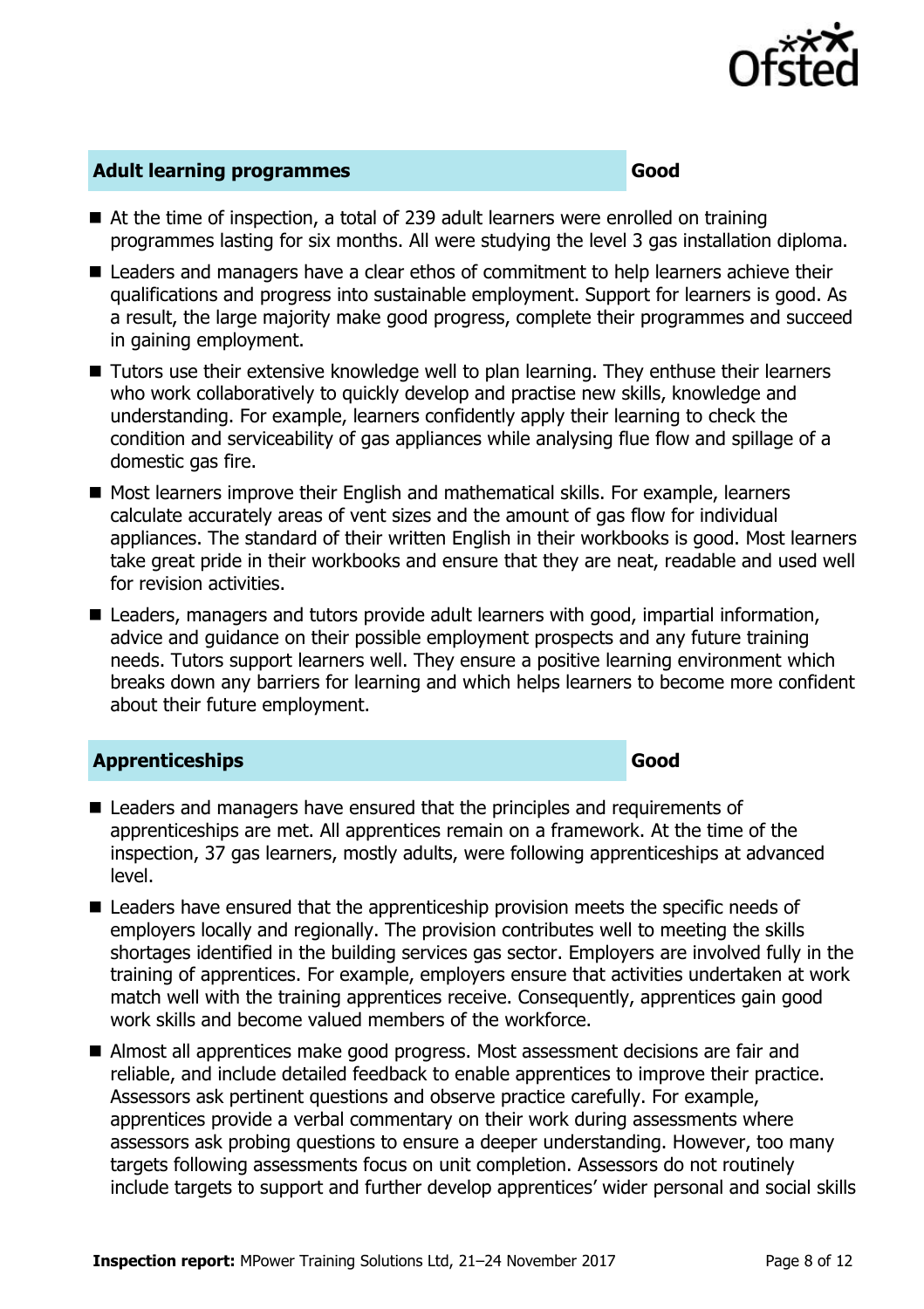## Adult learning programmes — Good

- At the time of inspection, a total of 239 adult learners were enrolled on training programmes lasting for six months. All were studying the level 3 gas installation diploma.
- Leaders and managers have a clear ethos of commitment to help learners achieve their qualifications and progress into sustainable employment. Support for learners is good. As a result, the large majority make good progress, complete their programmes and succeed in gaining employment.
- Tutors use their extensive knowledge well to plan learning. They enthuse their learners who work collaboratively to quickly develop and practise new skills, knowledge and understanding. For example, learners confidently apply their learning to check the condition and serviceability of gas appliances while analysing flue flow and spillage of a domestic gas fire.
- Most learners improve their English and mathematical skills. For example, learners calculate accurately areas of vent sizes and the amount of gas flow for individual appliances. The standard of their written English in their workbooks is good. Most learners take great pride in their workbooks and ensure that they are neat, readable and used well for revision activities.
- Leaders, managers and tutors provide adult learners with good, impartial information, advice and guidance on their possible employment prospects and any future training needs. Tutors support learners well. They ensure a positive learning environment which breaks down any barriers for learning and which helps learners to become more confident about their future employment.

## Apprenticeships — Good

- Leaders and managers have ensured that the principles and requirements of apprenticeships are met. All apprentices remain on a framework. At the time of the inspection, 37 gas learners, mostly adults, were following apprenticeships at advanced level.
- Leaders have ensured that the apprenticeship provision meets the specific needs of employers locally and regionally. The provision contributes well to meeting the skills shortages identified in the building services gas sector. Employers are involved fully in the training of apprentices. For example, employers ensure that activities undertaken at work match well with the training apprentices receive. Consequently, apprentices gain good work skills and become valued members of the workforce.
- Almost all apprentices make good progress. Most assessment decisions are fair and reliable, and include detailed feedback to enable apprentices to improve their practice. Assessors ask pertinent questions and observe practice carefully. For example, apprentices provide a verbal commentary on their work during assessments where assessors ask probing questions to ensure a deeper understanding. However, too many targets following assessments focus on unit completion. Assessors do not routinely include targets to support and further develop apprentices' wider personal and social skills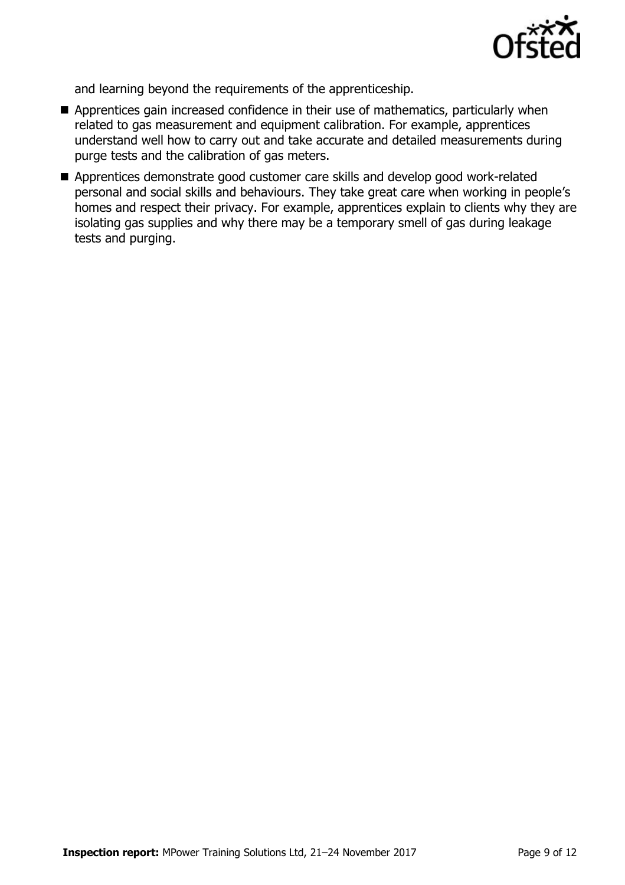and learning beyond the requirements of the apprenticeship.

- Apprentices gain increased confidence in their use of mathematics, particularly when related to gas measurement and equipment calibration. For example, apprentices understand well how to carry out and take accurate and detailed measurements during purge tests and the calibration of gas meters.
- Apprentices demonstrate good customer care skills and develop good work-related personal and social skills and behaviours. They take great care when working in people's homes and respect their privacy. For example, apprentices explain to clients why they are isolating gas supplies and why there may be a temporary smell of gas during leakage tests and purging.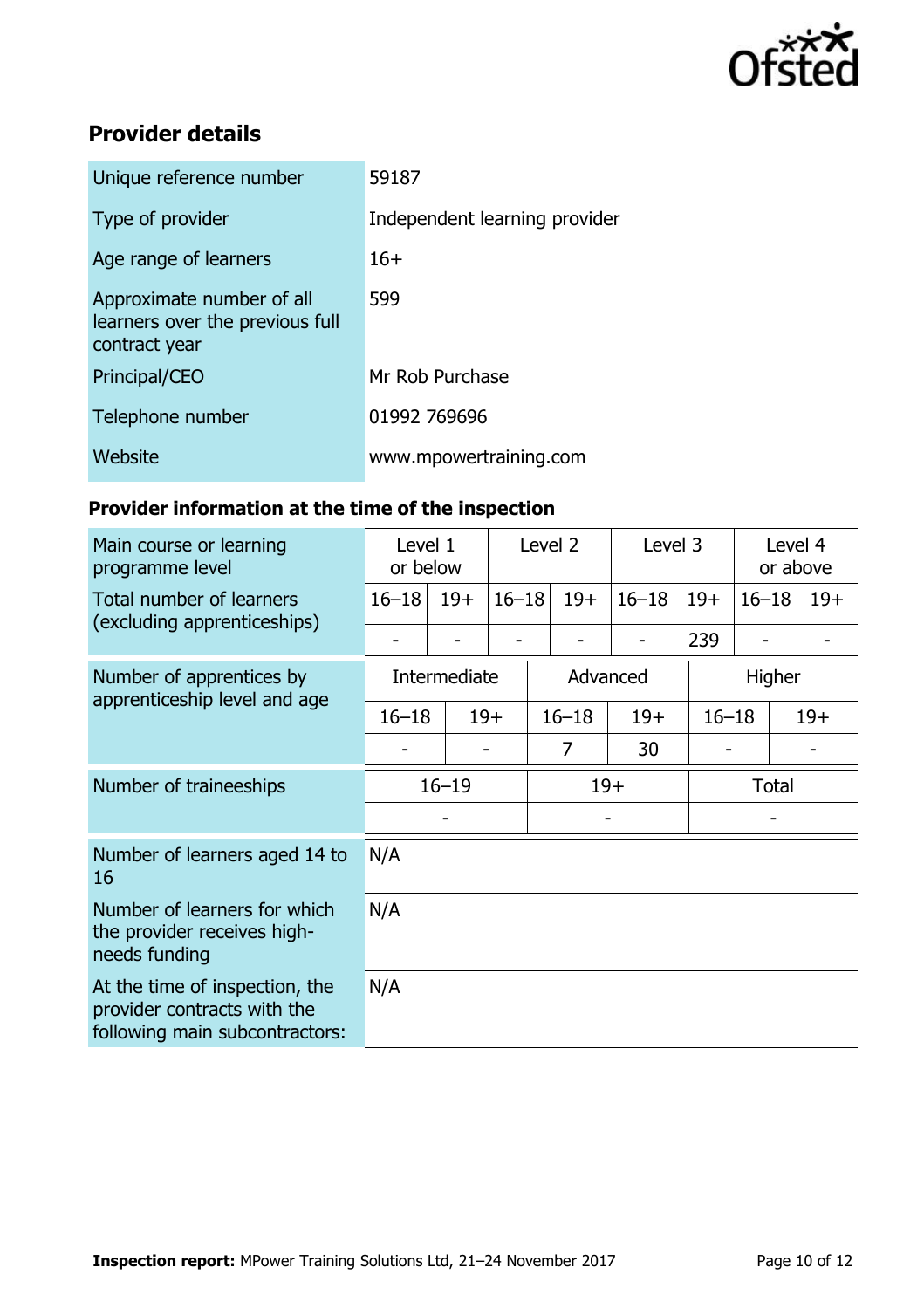## Provider details

| | |
|---|---|
| Unique reference number | 59187 |
| Type of provider | Independent learning provider |
| Age range of learners | 16+ |
| Approximate number of all learners over the previous full contract year | 599 |
| Principal/CEO | Mr Rob Purchase |
| Telephone number | 01992 769696 |
| Website | www.mpowertraining.com |

### Provider information at the time of the inspection

| Main course or learning programme level | Level 1 or below | | Level 2 | | Level 3 | | Level 4 or above | |
|---|---|---|---|---|---|---|---|---|
| Total number of learners (excluding apprenticeships) | 16–18 | 19+ | 16–18 | 19+ | 16–18 | 19+ | 16–18 | 19+ |
| | - | - | - | - | - | 239 | - | - |

| Number of apprentices by apprenticeship level and age | Intermediate | | Advanced | | Higher | |
|---|---|---|---|---|---|---|
| | 16–18 | 19+ | 16–18 | 19+ | 16–18 | 19+ |
| | - | - | 7 | 30 | - | - |

| Number of traineeships | 16–19 | 19+ | Total |
|---|---|---|---|
| | - | - | - |

| | |
|---|---|
| Number of learners aged 14 to 16 | N/A |
| Number of learners for which the provider receives high-needs funding | N/A |
| At the time of inspection, the provider contracts with the following main subcontractors: | N/A |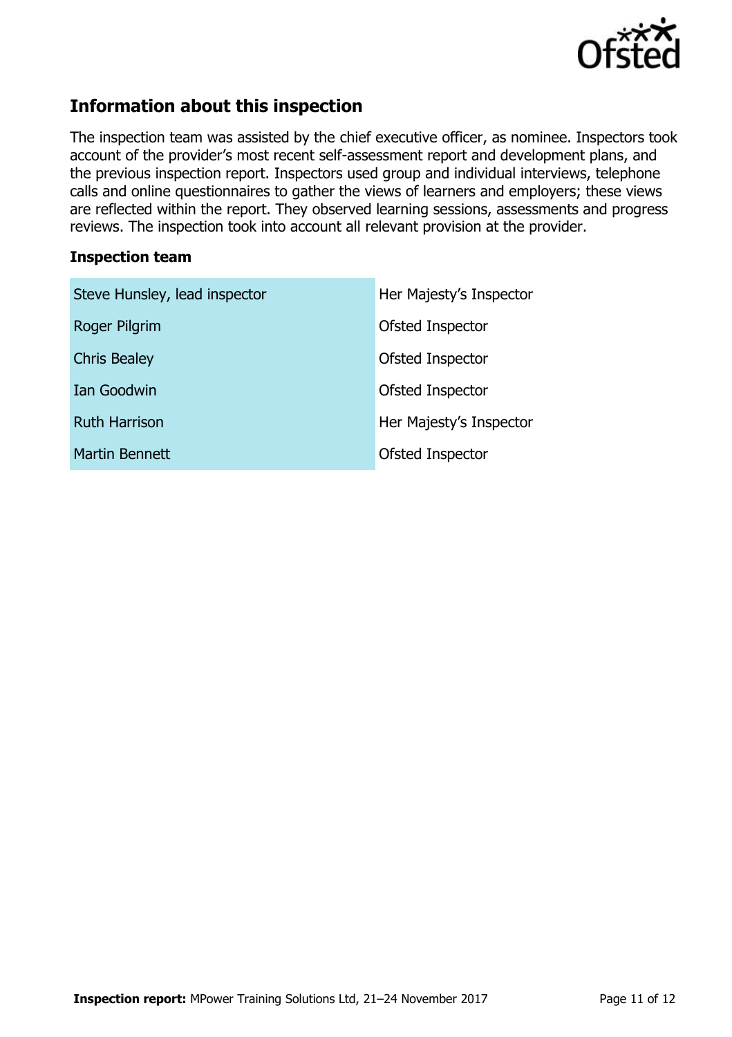## Information about this inspection

The inspection team was assisted by the chief executive officer, as nominee. Inspectors took account of the provider's most recent self-assessment report and development plans, and the previous inspection report. Inspectors used group and individual interviews, telephone calls and online questionnaires to gather the views of learners and employers; these views are reflected within the report. They observed learning sessions, assessments and progress reviews. The inspection took into account all relevant provision at the provider.

### Inspection team

| | |
|---|---|
| Steve Hunsley, lead inspector | Her Majesty's Inspector |
| Roger Pilgrim | Ofsted Inspector |
| Chris Bealey | Ofsted Inspector |
| Ian Goodwin | Ofsted Inspector |
| Ruth Harrison | Her Majesty's Inspector |
| Martin Bennett | Ofsted Inspector |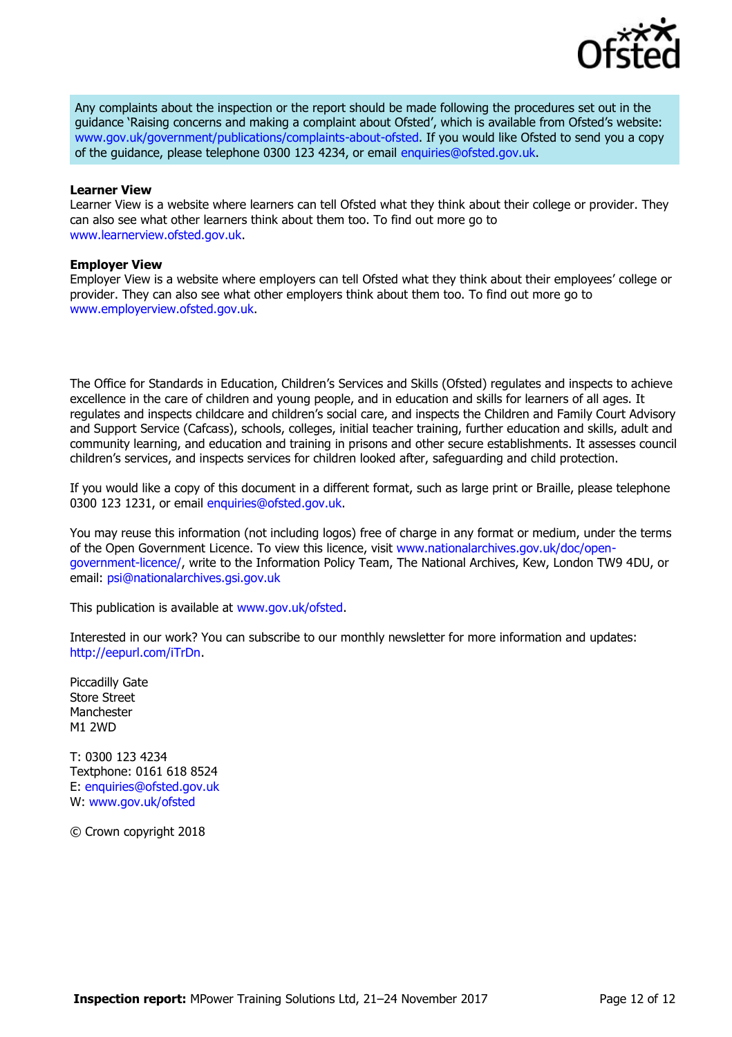Any complaints about the inspection or the report should be made following the procedures set out in the guidance 'Raising concerns and making a complaint about Ofsted', which is available from Ofsted's website: www.gov.uk/government/publications/complaints-about-ofsted. If you would like Ofsted to send you a copy of the guidance, please telephone 0300 123 4234, or email enquiries@ofsted.gov.uk.

**Learner View**
Learner View is a website where learners can tell Ofsted what they think about their college or provider. They can also see what other learners think about them too. To find out more go to www.learnerview.ofsted.gov.uk.

**Employer View**
Employer View is a website where employers can tell Ofsted what they think about their employees' college or provider. They can also see what other employers think about them too. To find out more go to www.employerview.ofsted.gov.uk.

The Office for Standards in Education, Children's Services and Skills (Ofsted) regulates and inspects to achieve excellence in the care of children and young people, and in education and skills for learners of all ages. It regulates and inspects childcare and children's social care, and inspects the Children and Family Court Advisory and Support Service (Cafcass), schools, colleges, initial teacher training, further education and skills, adult and community learning, and education and training in prisons and other secure establishments. It assesses council children's services, and inspects services for children looked after, safeguarding and child protection.

If you would like a copy of this document in a different format, such as large print or Braille, please telephone 0300 123 1231, or email enquiries@ofsted.gov.uk.

You may reuse this information (not including logos) free of charge in any format or medium, under the terms of the Open Government Licence. To view this licence, visit www.nationalarchives.gov.uk/doc/open-government-licence/, write to the Information Policy Team, The National Archives, Kew, London TW9 4DU, or email: psi@nationalarchives.gsi.gov.uk

This publication is available at www.gov.uk/ofsted.

Interested in our work? You can subscribe to our monthly newsletter for more information and updates: http://eepurl.com/iTrDn.

Piccadilly Gate
Store Street
Manchester
M1 2WD

T: 0300 123 4234
Textphone: 0161 618 8524
E: enquiries@ofsted.gov.uk
W: www.gov.uk/ofsted

© Crown copyright 2018